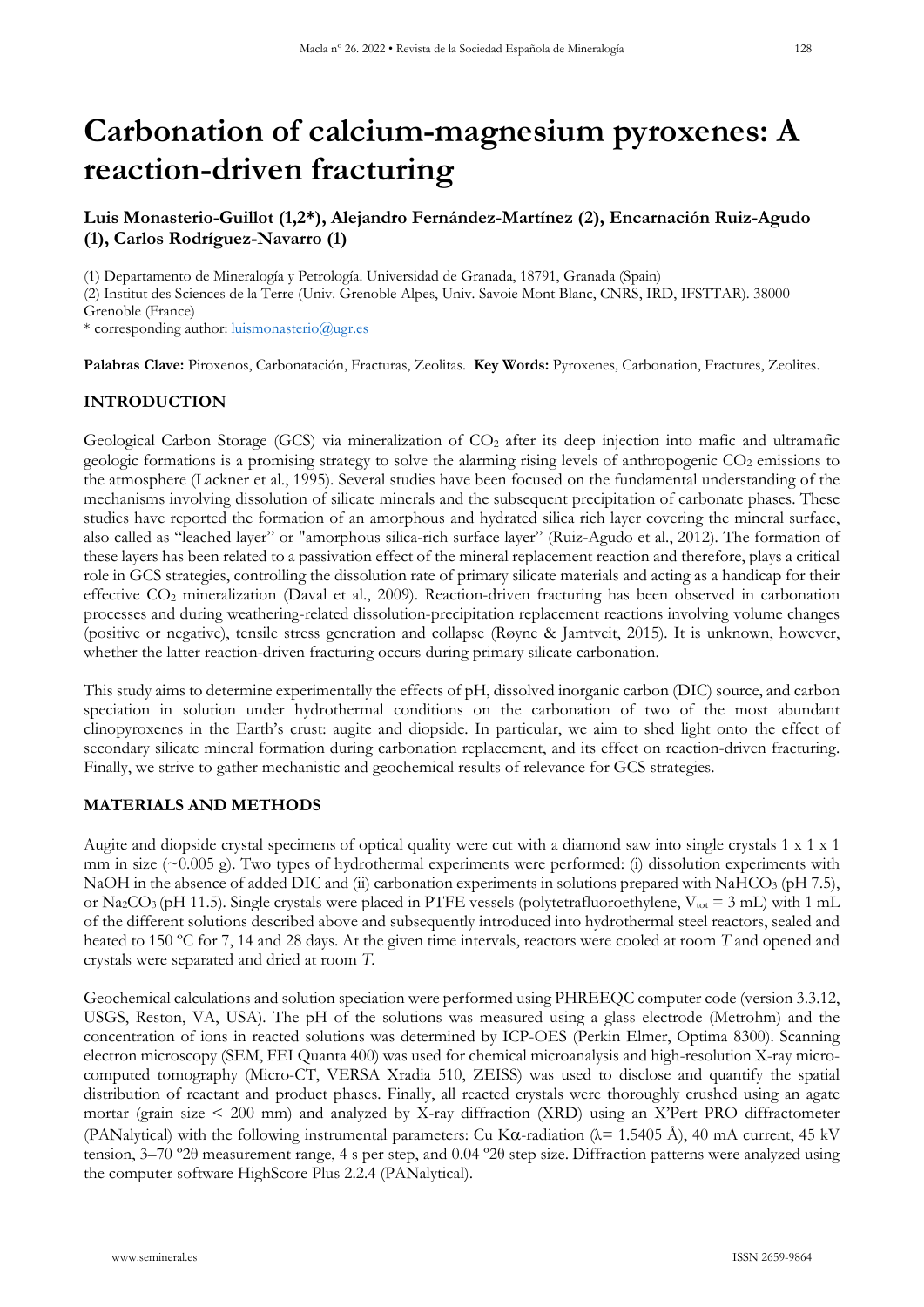# Carbonation of calcium-magnesium pyroxenes: A reaction-driven fracturing

**Luis Monasterio-Guillot (1,2\*), Alejandro Fernández-Martínez (2), Encarnación Ruiz-Agudo (1), Carlos Rodríguez-Navarro (1)**

(1) Departamento de Mineralogía y Petrología. Universidad de Granada, 18791, Granada (Spain)
(2) Institut des Sciences de la Terre (Univ. Grenoble Alpes, Univ. Savoie Mont Blanc, CNRS, IRD, IFSTTAR). 38000 Grenoble (France)
\* corresponding author: luismonasterio@ugr.es

**Palabras Clave:** Piroxenos, Carbonatación, Fracturas, Zeolitas. **Key Words:** Pyroxenes, Carbonation, Fractures, Zeolites.

## INTRODUCTION

Geological Carbon Storage (GCS) via mineralization of $CO_2$ after its deep injection into mafic and ultramafic geologic formations is a promising strategy to solve the alarming rising levels of anthropogenic $CO_2$ emissions to the atmosphere (Lackner et al., 1995). Several studies have been focused on the fundamental understanding of the mechanisms involving dissolution of silicate minerals and the subsequent precipitation of carbonate phases. These studies have reported the formation of an amorphous and hydrated silica rich layer covering the mineral surface, also called as "leached layer" or "amorphous silica-rich surface layer" (Ruiz-Agudo et al., 2012). The formation of these layers has been related to a passivation effect of the mineral replacement reaction and therefore, plays a critical role in GCS strategies, controlling the dissolution rate of primary silicate materials and acting as a handicap for their effective $CO_2$ mineralization (Daval et al., 2009). Reaction-driven fracturing has been observed in carbonation processes and during weathering-related dissolution-precipitation replacement reactions involving volume changes (positive or negative), tensile stress generation and collapse (Røyne & Jamtveit, 2015). It is unknown, however, whether the latter reaction-driven fracturing occurs during primary silicate carbonation.

This study aims to determine experimentally the effects of pH, dissolved inorganic carbon (DIC) source, and carbon speciation in solution under hydrothermal conditions on the carbonation of two of the most abundant clinopyroxenes in the Earth's crust: augite and diopside. In particular, we aim to shed light onto the effect of secondary silicate mineral formation during carbonation replacement, and its effect on reaction-driven fracturing. Finally, we strive to gather mechanistic and geochemical results of relevance for GCS strategies.

## MATERIALS AND METHODS

Augite and diopside crystal specimens of optical quality were cut with a diamond saw into single crystals 1 x 1 x 1 mm in size (~0.005 g). Two types of hydrothermal experiments were performed: (i) dissolution experiments with NaOH in the absence of added DIC and (ii) carbonation experiments in solutions prepared with $NaHCO_3$ (pH 7.5), or $Na_2CO_3$ (pH 11.5). Single crystals were placed in PTFE vessels (polytetrafluoroethylene, $V_{tot}$ = 3 mL) with 1 mL of the different solutions described above and subsequently introduced into hydrothermal steel reactors, sealed and heated to 150 ºC for 7, 14 and 28 days. At the given time intervals, reactors were cooled at room $T$ and opened and crystals were separated and dried at room $T$.

Geochemical calculations and solution speciation were performed using PHREEQC computer code (version 3.3.12, USGS, Reston, VA, USA). The pH of the solutions was measured using a glass electrode (Metrohm) and the concentration of ions in reacted solutions was determined by ICP-OES (Perkin Elmer, Optima 8300). Scanning electron microscopy (SEM, FEI Quanta 400) was used for chemical microanalysis and high-resolution X-ray micro-computed tomography (Micro-CT, VERSA Xradia 510, ZEISS) was used to disclose and quantify the spatial distribution of reactant and product phases. Finally, all reacted crystals were thoroughly crushed using an agate mortar (grain size < 200 mm) and analyzed by X-ray diffraction (XRD) using an X'Pert PRO diffractometer (PANalytical) with the following instrumental parameters: Cu Kα-radiation (λ= 1.5405 Å), 40 mA current, 45 kV tension, 3–70 º2θ measurement range, 4 s per step, and 0.04 º2θ step size. Diffraction patterns were analyzed using the computer software HighScore Plus 2.2.4 (PANalytical).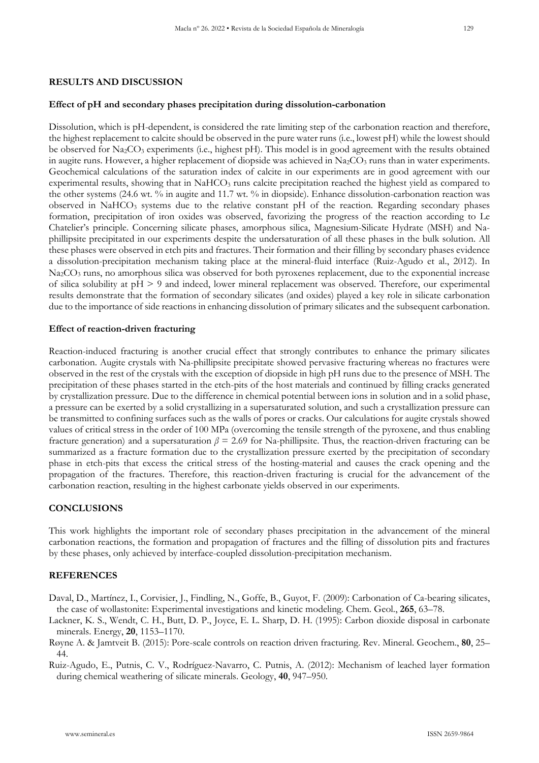## RESULTS AND DISCUSSION

### Effect of pH and secondary phases precipitation during dissolution-carbonation

Dissolution, which is pH-dependent, is considered the rate limiting step of the carbonation reaction and therefore, the highest replacement to calcite should be observed in the pure water runs (i.e., lowest pH) while the lowest should be observed for $Na_2CO_3$ experiments (i.e., highest pH). This model is in good agreement with the results obtained in augite runs. However, a higher replacement of diopside was achieved in $Na_2CO_3$ runs than in water experiments. Geochemical calculations of the saturation index of calcite in our experiments are in good agreement with our experimental results, showing that in $NaHCO_3$ runs calcite precipitation reached the highest yield as compared to the other systems (24.6 wt. % in augite and 11.7 wt. % in diopside). Enhance dissolution-carbonation reaction was observed in $NaHCO_3$ systems due to the relative constant pH of the reaction. Regarding secondary phases formation, precipitation of iron oxides was observed, favorizing the progress of the reaction according to Le Chatelier's principle. Concerning silicate phases, amorphous silica, Magnesium-Silicate Hydrate (MSH) and Na-phillipsite precipitated in our experiments despite the undersaturation of all these phases in the bulk solution. All these phases were observed in etch pits and fractures. Their formation and their filling by secondary phases evidence a dissolution-precipitation mechanism taking place at the mineral-fluid interface (Ruiz-Agudo et al., 2012). In $Na_2CO_3$ runs, no amorphous silica was observed for both pyroxenes replacement, due to the exponential increase of silica solubility at pH > 9 and indeed, lower mineral replacement was observed. Therefore, our experimental results demonstrate that the formation of secondary silicates (and oxides) played a key role in silicate carbonation due to the importance of side reactions in enhancing dissolution of primary silicates and the subsequent carbonation.

### Effect of reaction-driven fracturing

Reaction-induced fracturing is another crucial effect that strongly contributes to enhance the primary silicates carbonation. Augite crystals with Na-phillipsite precipitate showed pervasive fracturing whereas no fractures were observed in the rest of the crystals with the exception of diopside in high pH runs due to the presence of MSH. The precipitation of these phases started in the etch-pits of the host materials and continued by filling cracks generated by crystallization pressure. Due to the difference in chemical potential between ions in solution and in a solid phase, a pressure can be exerted by a solid crystallizing in a supersaturated solution, and such a crystallization pressure can be transmitted to confining surfaces such as the walls of pores or cracks. Our calculations for augite crystals showed values of critical stress in the order of 100 MPa (overcoming the tensile strength of the pyroxene, and thus enabling fracture generation) and a supersaturation $\beta = 2.69$ for Na-phillipsite. Thus, the reaction-driven fracturing can be summarized as a fracture formation due to the crystallization pressure exerted by the precipitation of secondary phase in etch-pits that excess the critical stress of the hosting-material and causes the crack opening and the propagation of the fractures. Therefore, this reaction-driven fracturing is crucial for the advancement of the carbonation reaction, resulting in the highest carbonate yields observed in our experiments.

## CONCLUSIONS

This work highlights the important role of secondary phases precipitation in the advancement of the mineral carbonation reactions, the formation and propagation of fractures and the filling of dissolution pits and fractures by these phases, only achieved by interface-coupled dissolution-precipitation mechanism.

## REFERENCES

Daval, D., Martínez, I., Corvisier, J., Findling, N., Goffe, B., Guyot, F. (2009): Carbonation of Ca-bearing silicates, the case of wollastonite: Experimental investigations and kinetic modeling. Chem. Geol., **265**, 63–78.

Lackner, K. S., Wendt, C. H., Butt, D. P., Joyce, E. L. Sharp, D. H. (1995): Carbon dioxide disposal in carbonate minerals. Energy, **20**, 1153–1170.

Røyne A. & Jamtveit B. (2015): Pore-scale controls on reaction driven fracturing. Rev. Mineral. Geochem., **80**, 25–44.

Ruiz-Agudo, E., Putnis, C. V., Rodríguez-Navarro, C. Putnis, A. (2012): Mechanism of leached layer formation during chemical weathering of silicate minerals. Geology, **40**, 947–950.